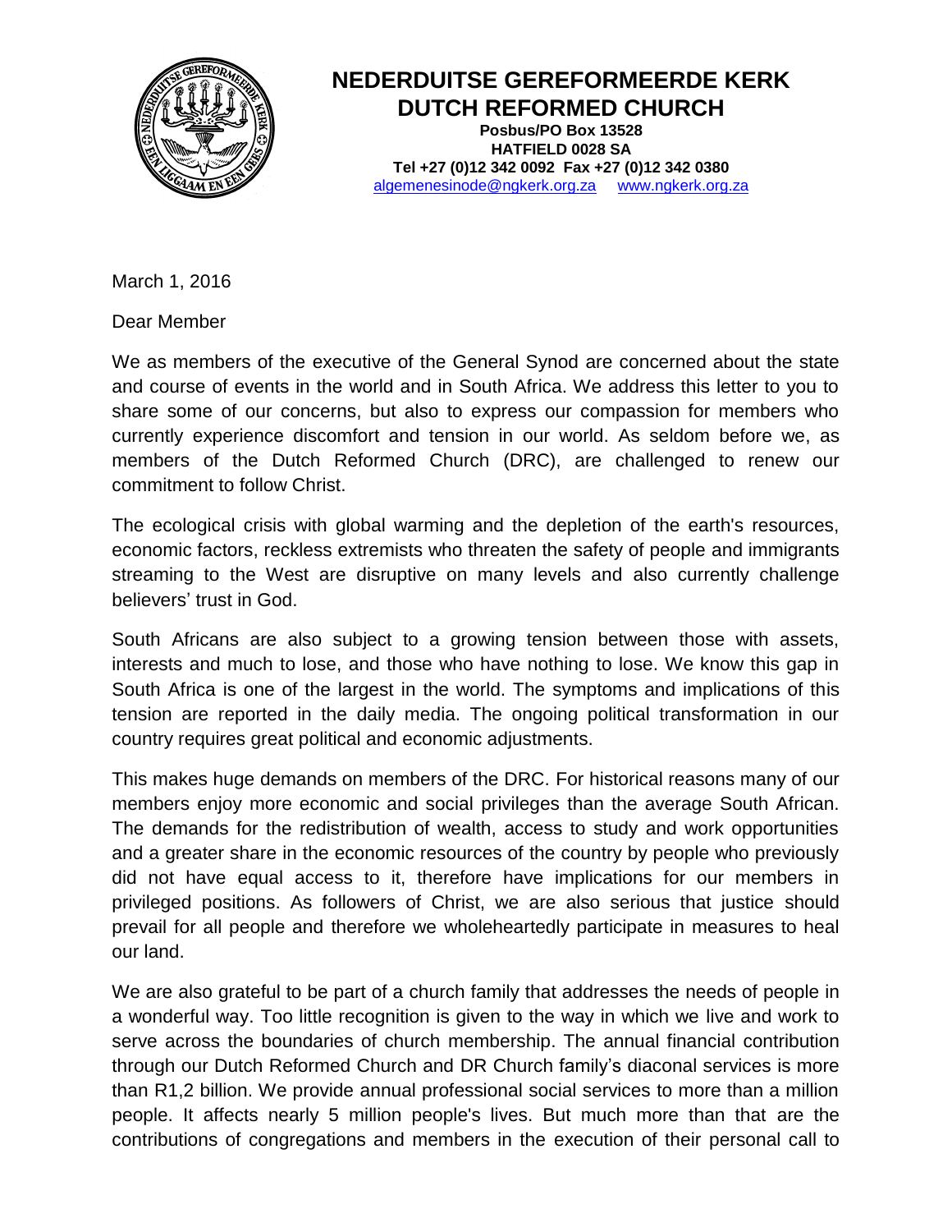# NEDERDUITSE GEREFORMEERDE KERK
# DUTCH REFORMED CHURCH

**Posbus/PO Box 13528**
**HATFIELD 0028 SA**
**Tel +27 (0)12 342 0092 Fax +27 (0)12 342 0380**
algemenesinode@ngkerk.org.za www.ngkerk.org.za

March 1, 2016

Dear Member

We as members of the executive of the General Synod are concerned about the state and course of events in the world and in South Africa. We address this letter to you to share some of our concerns, but also to express our compassion for members who currently experience discomfort and tension in our world. As seldom before we, as members of the Dutch Reformed Church (DRC), are challenged to renew our commitment to follow Christ.

The ecological crisis with global warming and the depletion of the earth's resources, economic factors, reckless extremists who threaten the safety of people and immigrants streaming to the West are disruptive on many levels and also currently challenge believers' trust in God.

South Africans are also subject to a growing tension between those with assets, interests and much to lose, and those who have nothing to lose. We know this gap in South Africa is one of the largest in the world. The symptoms and implications of this tension are reported in the daily media. The ongoing political transformation in our country requires great political and economic adjustments.

This makes huge demands on members of the DRC. For historical reasons many of our members enjoy more economic and social privileges than the average South African. The demands for the redistribution of wealth, access to study and work opportunities and a greater share in the economic resources of the country by people who previously did not have equal access to it, therefore have implications for our members in privileged positions. As followers of Christ, we are also serious that justice should prevail for all people and therefore we wholeheartedly participate in measures to heal our land.

We are also grateful to be part of a church family that addresses the needs of people in a wonderful way. Too little recognition is given to the way in which we live and work to serve across the boundaries of church membership. The annual financial contribution through our Dutch Reformed Church and DR Church family's diaconal services is more than R1,2 billion. We provide annual professional social services to more than a million people. It affects nearly 5 million people's lives. But much more than that are the contributions of congregations and members in the execution of their personal call to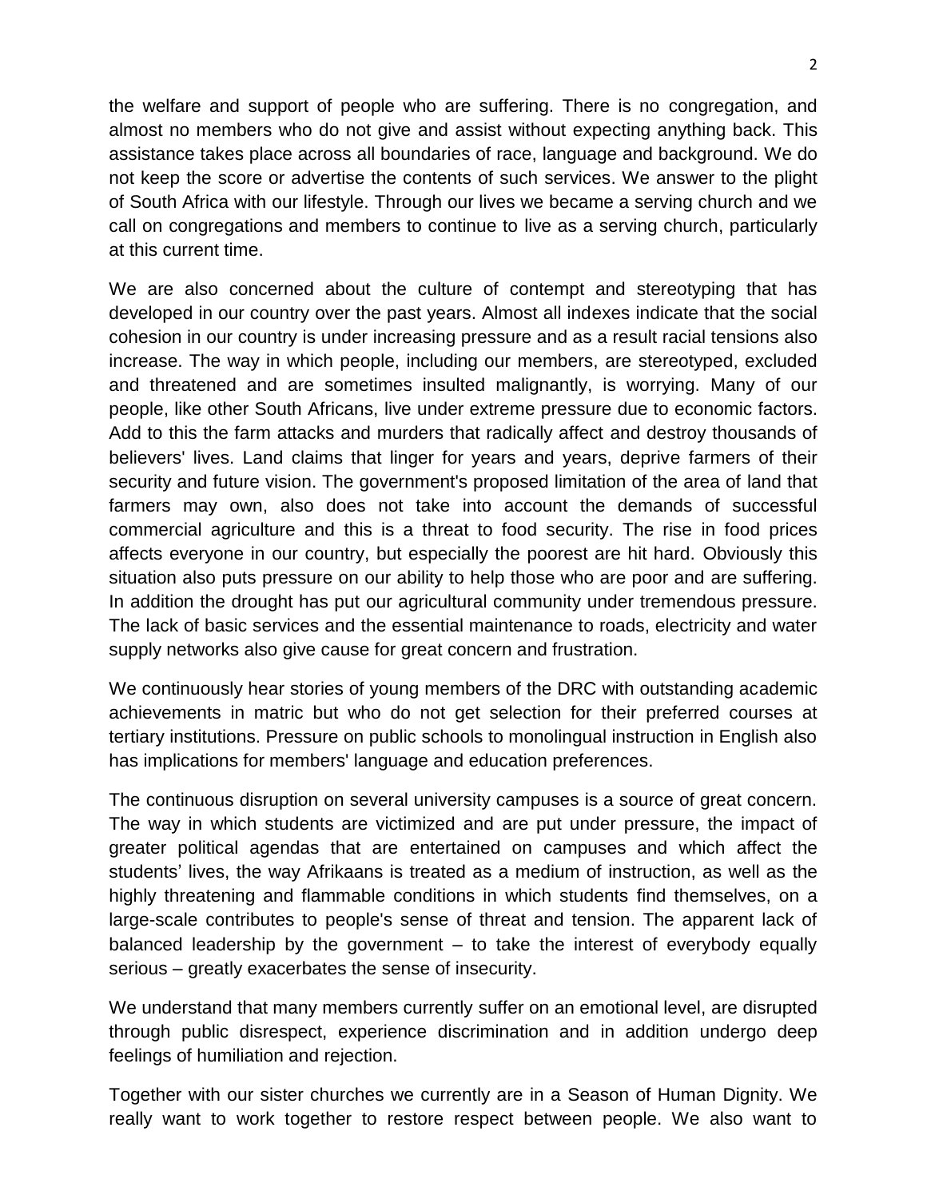the welfare and support of people who are suffering. There is no congregation, and almost no members who do not give and assist without expecting anything back. This assistance takes place across all boundaries of race, language and background. We do not keep the score or advertise the contents of such services. We answer to the plight of South Africa with our lifestyle. Through our lives we became a serving church and we call on congregations and members to continue to live as a serving church, particularly at this current time.

We are also concerned about the culture of contempt and stereotyping that has developed in our country over the past years. Almost all indexes indicate that the social cohesion in our country is under increasing pressure and as a result racial tensions also increase. The way in which people, including our members, are stereotyped, excluded and threatened and are sometimes insulted malignantly, is worrying. Many of our people, like other South Africans, live under extreme pressure due to economic factors. Add to this the farm attacks and murders that radically affect and destroy thousands of believers' lives. Land claims that linger for years and years, deprive farmers of their security and future vision. The government's proposed limitation of the area of land that farmers may own, also does not take into account the demands of successful commercial agriculture and this is a threat to food security. The rise in food prices affects everyone in our country, but especially the poorest are hit hard. Obviously this situation also puts pressure on our ability to help those who are poor and are suffering. In addition the drought has put our agricultural community under tremendous pressure. The lack of basic services and the essential maintenance to roads, electricity and water supply networks also give cause for great concern and frustration.

We continuously hear stories of young members of the DRC with outstanding academic achievements in matric but who do not get selection for their preferred courses at tertiary institutions. Pressure on public schools to monolingual instruction in English also has implications for members' language and education preferences.

The continuous disruption on several university campuses is a source of great concern. The way in which students are victimized and are put under pressure, the impact of greater political agendas that are entertained on campuses and which affect the students' lives, the way Afrikaans is treated as a medium of instruction, as well as the highly threatening and flammable conditions in which students find themselves, on a large-scale contributes to people's sense of threat and tension. The apparent lack of balanced leadership by the government – to take the interest of everybody equally serious – greatly exacerbates the sense of insecurity.

We understand that many members currently suffer on an emotional level, are disrupted through public disrespect, experience discrimination and in addition undergo deep feelings of humiliation and rejection.

Together with our sister churches we currently are in a Season of Human Dignity. We really want to work together to restore respect between people. We also want to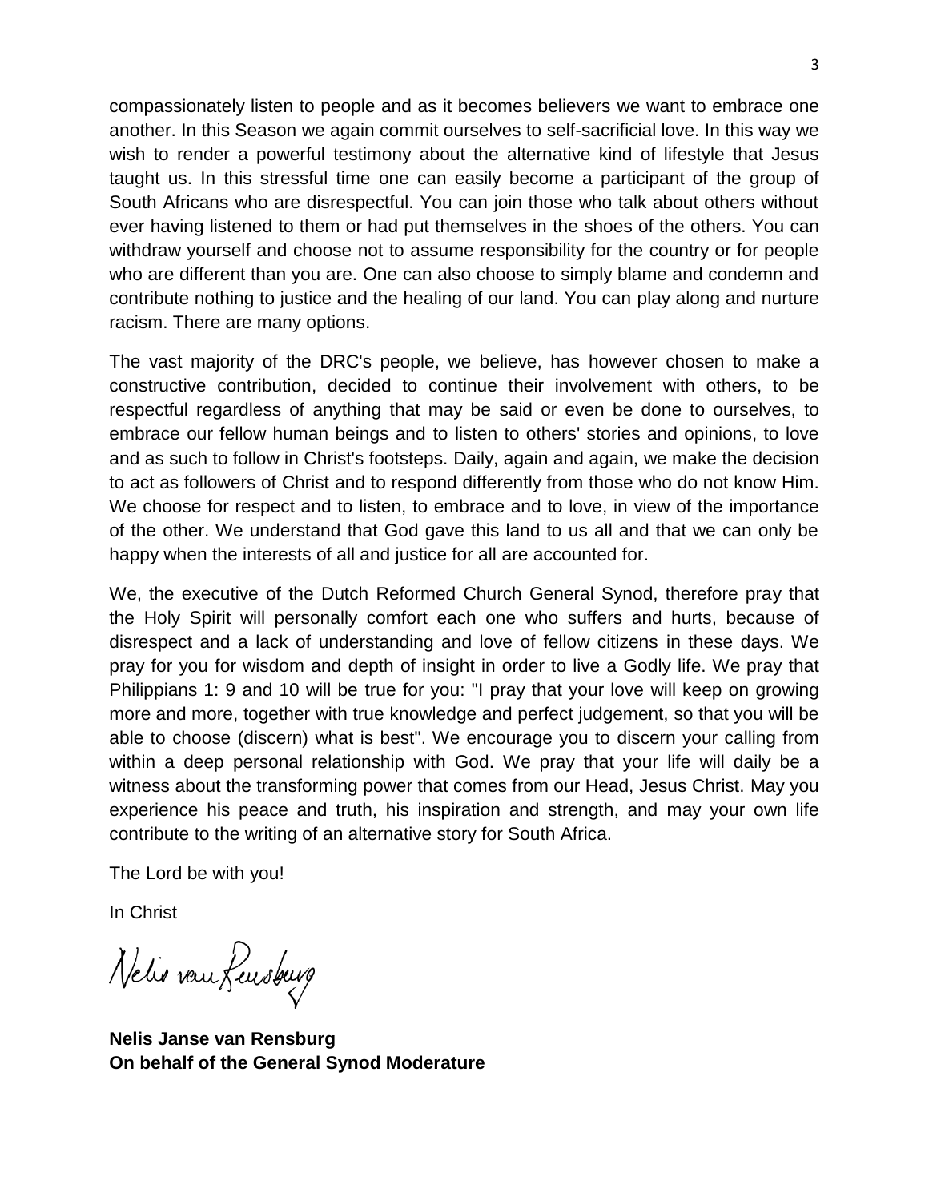compassionately listen to people and as it becomes believers we want to embrace one another. In this Season we again commit ourselves to self-sacrificial love. In this way we wish to render a powerful testimony about the alternative kind of lifestyle that Jesus taught us. In this stressful time one can easily become a participant of the group of South Africans who are disrespectful. You can join those who talk about others without ever having listened to them or had put themselves in the shoes of the others. You can withdraw yourself and choose not to assume responsibility for the country or for people who are different than you are. One can also choose to simply blame and condemn and contribute nothing to justice and the healing of our land. You can play along and nurture racism. There are many options.

The vast majority of the DRC's people, we believe, has however chosen to make a constructive contribution, decided to continue their involvement with others, to be respectful regardless of anything that may be said or even be done to ourselves, to embrace our fellow human beings and to listen to others' stories and opinions, to love and as such to follow in Christ's footsteps. Daily, again and again, we make the decision to act as followers of Christ and to respond differently from those who do not know Him. We choose for respect and to listen, to embrace and to love, in view of the importance of the other. We understand that God gave this land to us all and that we can only be happy when the interests of all and justice for all are accounted for.

We, the executive of the Dutch Reformed Church General Synod, therefore pray that the Holy Spirit will personally comfort each one who suffers and hurts, because of disrespect and a lack of understanding and love of fellow citizens in these days. We pray for you for wisdom and depth of insight in order to live a Godly life. We pray that Philippians 1: 9 and 10 will be true for you: "I pray that your love will keep on growing more and more, together with true knowledge and perfect judgement, so that you will be able to choose (discern) what is best". We encourage you to discern your calling from within a deep personal relationship with God. We pray that your life will daily be a witness about the transforming power that comes from our Head, Jesus Christ. May you experience his peace and truth, his inspiration and strength, and may your own life contribute to the writing of an alternative story for South Africa.

The Lord be with you!

In Christ

Nelis van Rensburg

**Nelis Janse van Rensburg**
**On behalf of the General Synod Moderature**